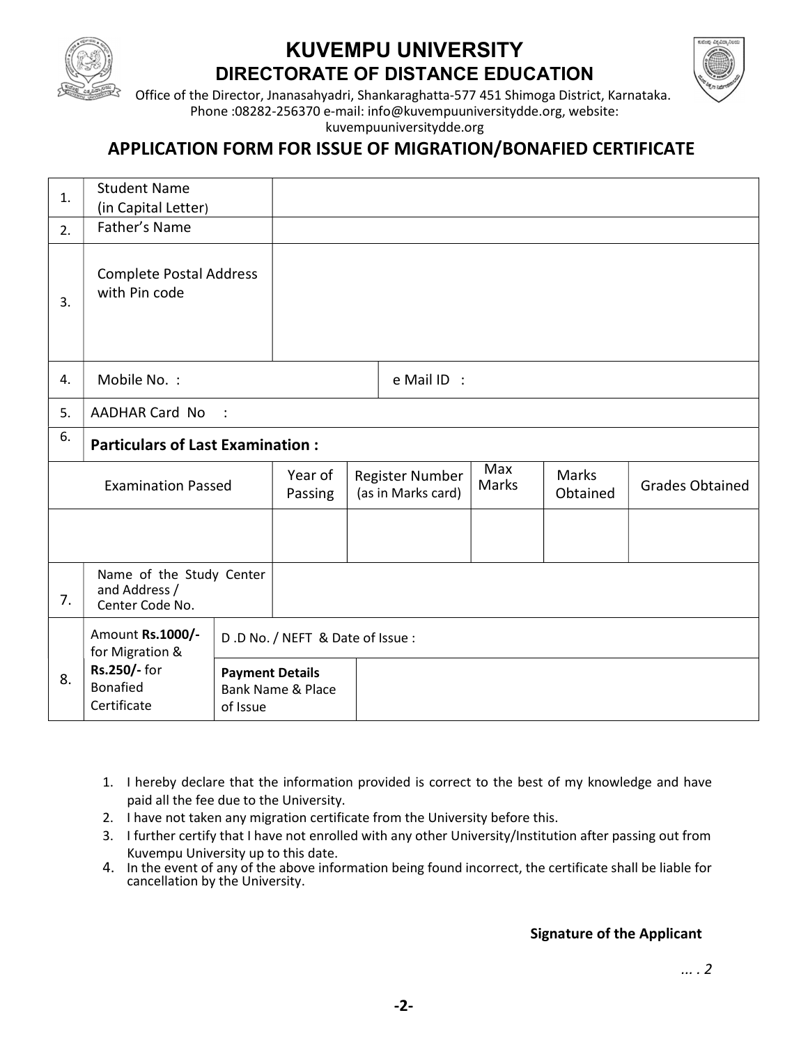# KUVEMPU UNIVERSITY

## DIRECTORATE OF DISTANCE EDUCATION

Office of the Director, Jnanasahyadri, Shankaraghatta-577 451 Shimoga District, Karnataka.
Phone :08282-256370 e-mail: info@kuvempuuniversitydde.org, website: kuvempuuniversitydde.org

## APPLICATION FORM FOR ISSUE OF MIGRATION/BONAFIED CERTIFICATE

| | | | | | | |
|---|---|---|---|---|---|---|
| 1. | Student Name (in Capital Letter) | | | | | |
| 2. | Father's Name | | | | | |
| 3. | Complete Postal Address with Pin code | | | | | |
| 4. | Mobile No. : | | e Mail ID : | | | |
| 5. | AADHAR Card No : | | | | | |
| 6. | **Particulars of Last Examination :** | | | | | |
| Examination Passed | | Year of Passing | Register Number (as in Marks card) | Max Marks | Marks Obtained | Grades Obtained |
| | | | | | | |
| 7. | Name of the Study Center and Address / Center Code No. | | | | | |
| 8. | Amount **Rs.1000/-** for Migration & **Rs.250/-** for Bonafied Certificate | D .D No. / NEFT & Date of Issue : | | | | |
| | | **Payment Details** Bank Name & Place of Issue | | | | |

1. I hereby declare that the information provided is correct to the best of my knowledge and have paid all the fee due to the University.
2. I have not taken any migration certificate from the University before this.
3. I further certify that I have not enrolled with any other University/Institution after passing out from Kuvempu University up to this date.
4. In the event of any of the above information being found incorrect, the certificate shall be liable for cancellation by the University.

**Signature of the Applicant**

... . 2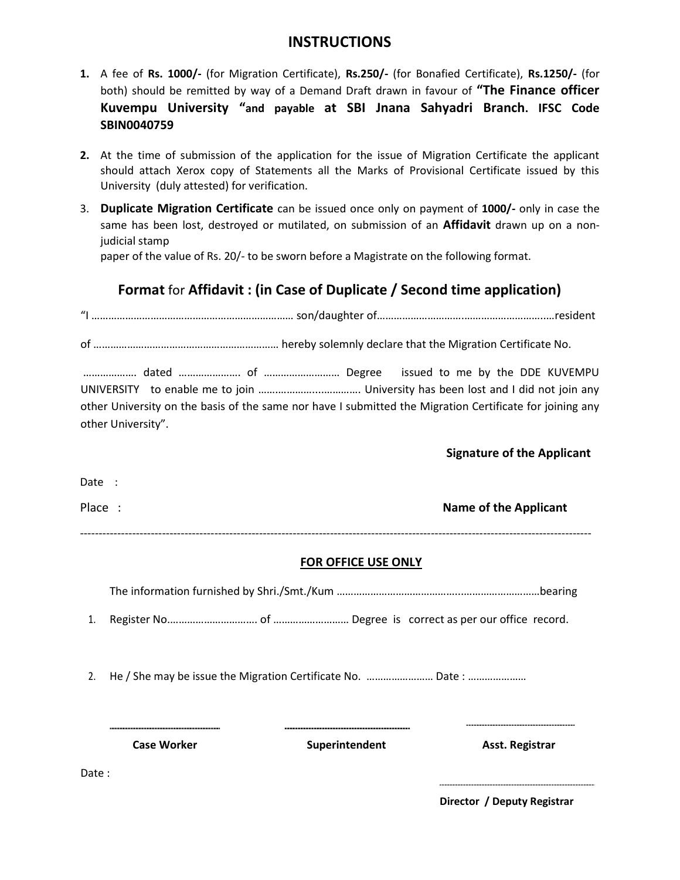# INSTRUCTIONS

1. A fee of **Rs. 1000/-** (for Migration Certificate), **Rs.250/-** (for Bonafied Certificate), **Rs.1250/-** (for both) should be remitted by way of a Demand Draft drawn in favour of **"The Finance officer Kuvempu University "and payable at SBI Jnana Sahyadri Branch. IFSC Code SBIN0040759**

2. At the time of submission of the application for the issue of Migration Certificate the applicant should attach Xerox copy of Statements all the Marks of Provisional Certificate issued by this University (duly attested) for verification.

3. **Duplicate Migration Certificate** can be issued once only on payment of **1000/-** only in case the same has been lost, destroyed or mutilated, on submission of an **Affidavit** drawn up on a non-judicial stamp paper of the value of Rs. 20/- to be sworn before a Magistrate on the following format.

## Format for Affidavit : (in Case of Duplicate / Second time application)

"I ……………………………………………………………… son/daughter of…………………………..…………………….…resident

of ………………………………………………………… hereby solemnly declare that the Migration Certificate No.

………………. dated …………………. of ……………………… Degree issued to me by the DDE KUVEMPU UNIVERSITY to enable me to join ………………..……………. University has been lost and I did not join any other University on the basis of the same nor have I submitted the Migration Certificate for joining any other University".

**Signature of the Applicant**

Date :

Place : **Name of the Applicant**

---

**FOR OFFICE USE ONLY**

The information furnished by Shri./Smt./Kum ……………………………………..…………………….bearing

1. Register No………………………….. of ……………………… Degree is correct as per our office record.

2. He / She may be issue the Migration Certificate No. …………………… Date : …………………

**Case Worker** **Superintendent** **Asst. Registrar**

Date :

**Director / Deputy Registrar**